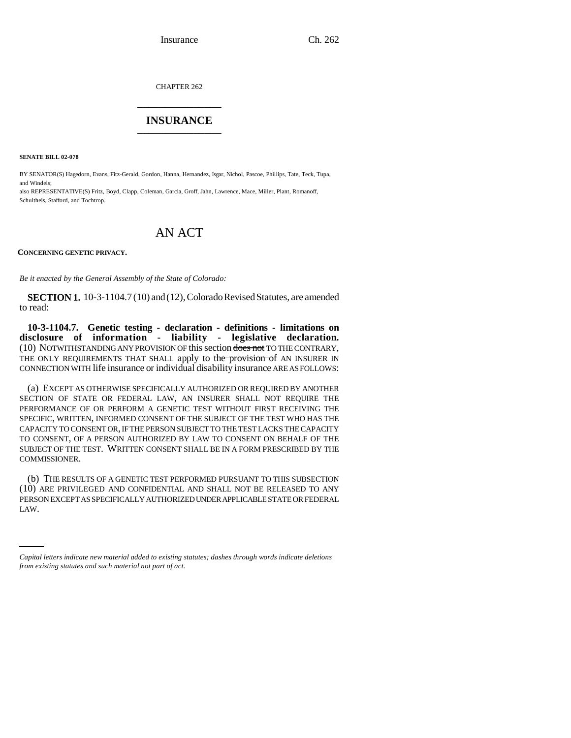CHAPTER 262

# INSURANCE

**SENATE BILL 02-078**

BY SENATOR(S) Hagedorn, Evans, Fitz-Gerald, Gordon, Hanna, Hernandez, Isgar, Nichol, Pascoe, Phillips, Tate, Teck, Tupa, and Windels;

also REPRESENTATIVE(S) Fritz, Boyd, Clapp, Coleman, Garcia, Groff, Jahn, Lawrence, Mace, Miller, Plant, Romanoff, Schultheis, Stafford, and Tochtrop.

# AN ACT

**CONCERNING GENETIC PRIVACY.**

*Be it enacted by the General Assembly of the State of Colorado:*

**SECTION 1.** 10-3-1104.7 (10) and (12), Colorado Revised Statutes, are amended to read:

**10-3-1104.7. Genetic testing - declaration - definitions - limitations on disclosure of information - liability - legislative declaration.** (10) NOTWITHSTANDING ANY PROVISION OF this section ~~does not~~ TO THE CONTRARY, THE ONLY REQUIREMENTS THAT SHALL apply to ~~the provision of~~ AN INSURER IN CONNECTION WITH life insurance or individual disability insurance ARE AS FOLLOWS:

(a) EXCEPT AS OTHERWISE SPECIFICALLY AUTHORIZED OR REQUIRED BY ANOTHER SECTION OF STATE OR FEDERAL LAW, AN INSURER SHALL NOT REQUIRE THE PERFORMANCE OF OR PERFORM A GENETIC TEST WITHOUT FIRST RECEIVING THE SPECIFIC, WRITTEN, INFORMED CONSENT OF THE SUBJECT OF THE TEST WHO HAS THE CAPACITY TO CONSENT OR, IF THE PERSON SUBJECT TO THE TEST LACKS THE CAPACITY TO CONSENT, OF A PERSON AUTHORIZED BY LAW TO CONSENT ON BEHALF OF THE SUBJECT OF THE TEST. WRITTEN CONSENT SHALL BE IN A FORM PRESCRIBED BY THE COMMISSIONER.

(b) THE RESULTS OF A GENETIC TEST PERFORMED PURSUANT TO THIS SUBSECTION (10) ARE PRIVILEGED AND CONFIDENTIAL AND SHALL NOT BE RELEASED TO ANY PERSON EXCEPT AS SPECIFICALLY AUTHORIZED UNDER APPLICABLE STATE OR FEDERAL LAW.

*Capital letters indicate new material added to existing statutes; dashes through words indicate deletions from existing statutes and such material not part of act.*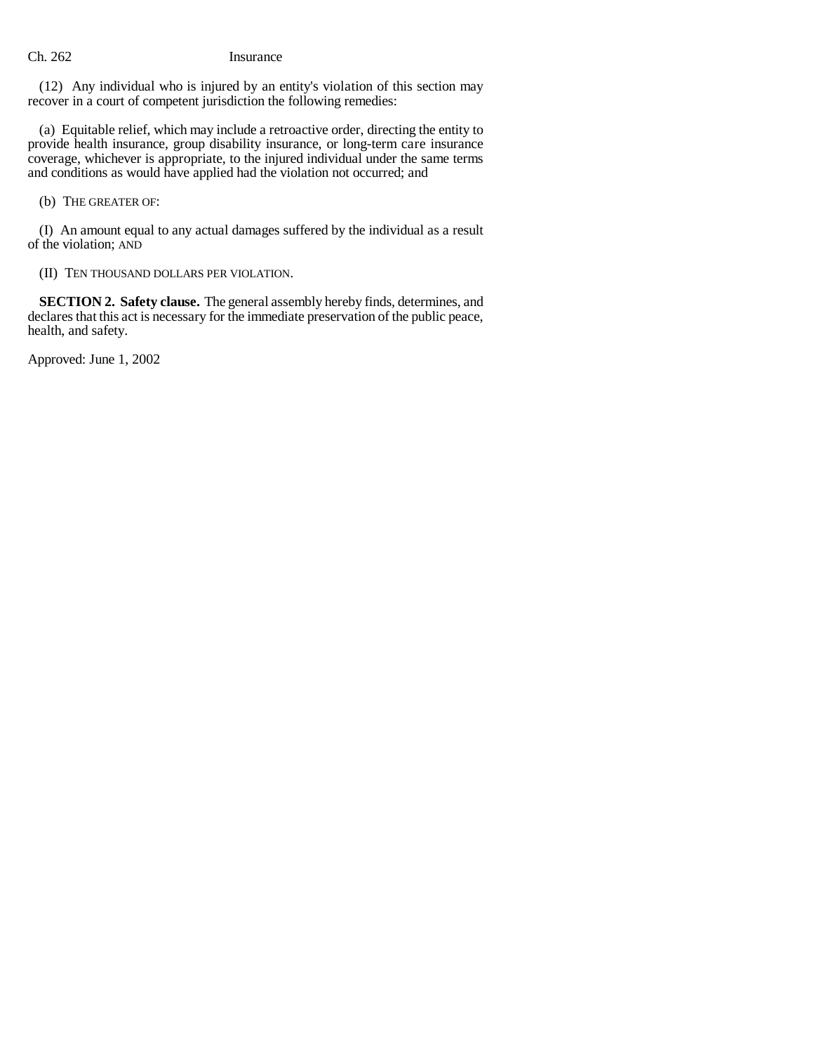(12) Any individual who is injured by an entity's violation of this section may recover in a court of competent jurisdiction the following remedies:

(a) Equitable relief, which may include a retroactive order, directing the entity to provide health insurance, group disability insurance, or long-term care insurance coverage, whichever is appropriate, to the injured individual under the same terms and conditions as would have applied had the violation not occurred; and

(b) THE GREATER OF:

(I) An amount equal to any actual damages suffered by the individual as a result of the violation; AND

(II) TEN THOUSAND DOLLARS PER VIOLATION.

**SECTION 2. Safety clause.** The general assembly hereby finds, determines, and declares that this act is necessary for the immediate preservation of the public peace, health, and safety.

Approved: June 1, 2002